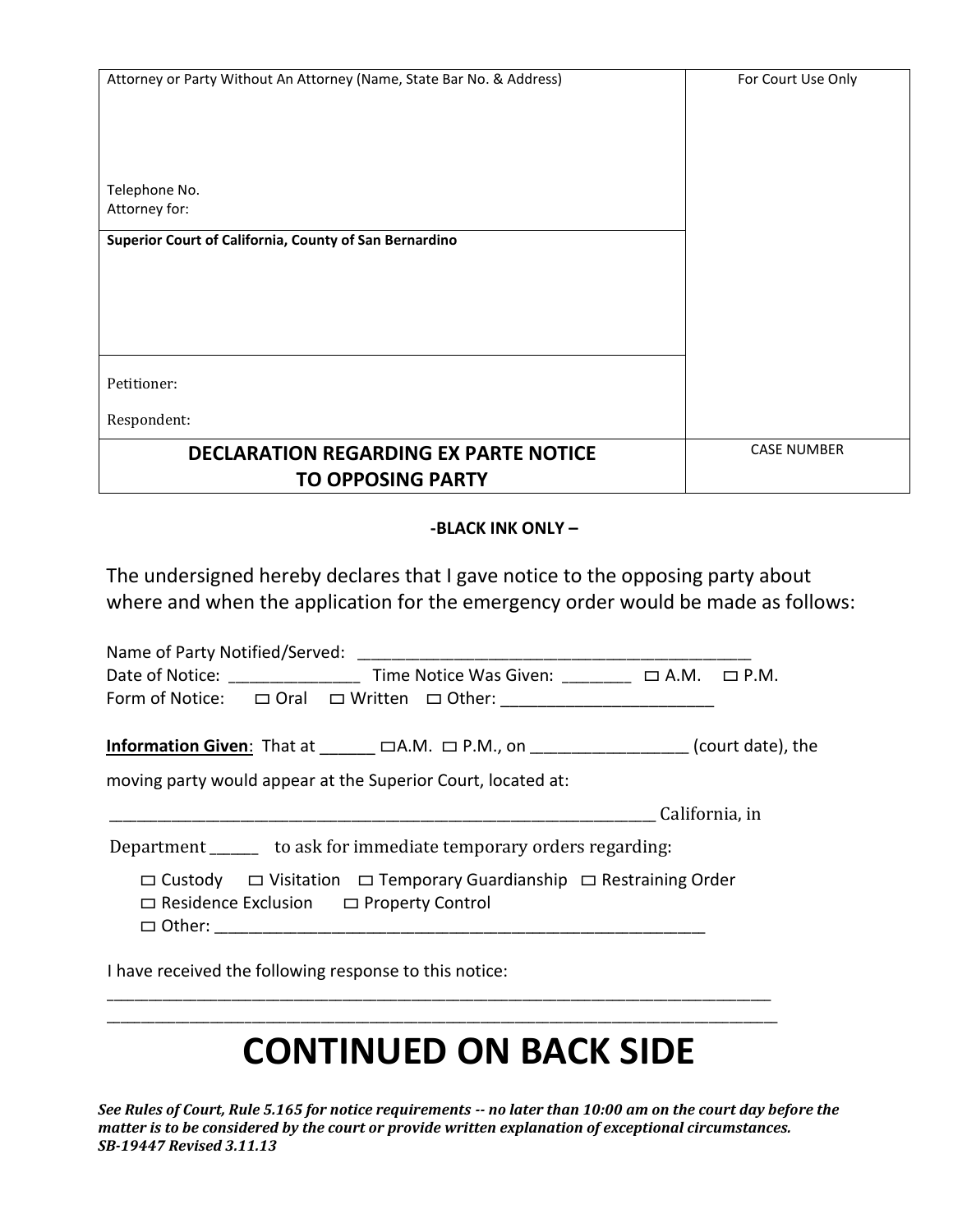| Attorney or Party Without An Attorney (Name, State Bar No. & Address)<br><br>Telephone No.<br>Attorney for: | For Court Use Only |
|---|---|
| **Superior Court of California, County of San Bernardino** | |
| Petitioner:<br><br>Respondent: | |
| **DECLARATION REGARDING EX PARTE NOTICE TO OPPOSING PARTY** | CASE NUMBER |

**-BLACK INK ONLY –**

The undersigned hereby declares that I gave notice to the opposing party about where and when the application for the emergency order would be made as follows:

Name of Party Notified/Served: ____________________________________________
Date of Notice: ______________ Time Notice Was Given: ________ ☐ A.M. ☐ P.M.
Form of Notice: ☐ Oral ☐ Written ☐ Other: ________________________

**Information Given**: That at ______ ☐A.M. ☐ P.M., on _________________ (court date), the moving party would appear at the Superior Court, located at:

_________________________________________________________________ California, in

Department ______ to ask for immediate temporary orders regarding:

☐ Custody ☐ Visitation ☐ Temporary Guardianship ☐ Restraining Order
☐ Residence Exclusion ☐ Property Control
☐ Other: _______________________________________________________

I have received the following response to this notice:
___________________________________________________________________________
___________________________________________________________________________

# CONTINUED ON BACK SIDE

***See Rules of Court, Rule 5.165 for notice requirements -- no later than 10:00 am on the court day before the matter is to be considered by the court or provide written explanation of exceptional circumstances.***
***SB-19447 Revised 3.11.13***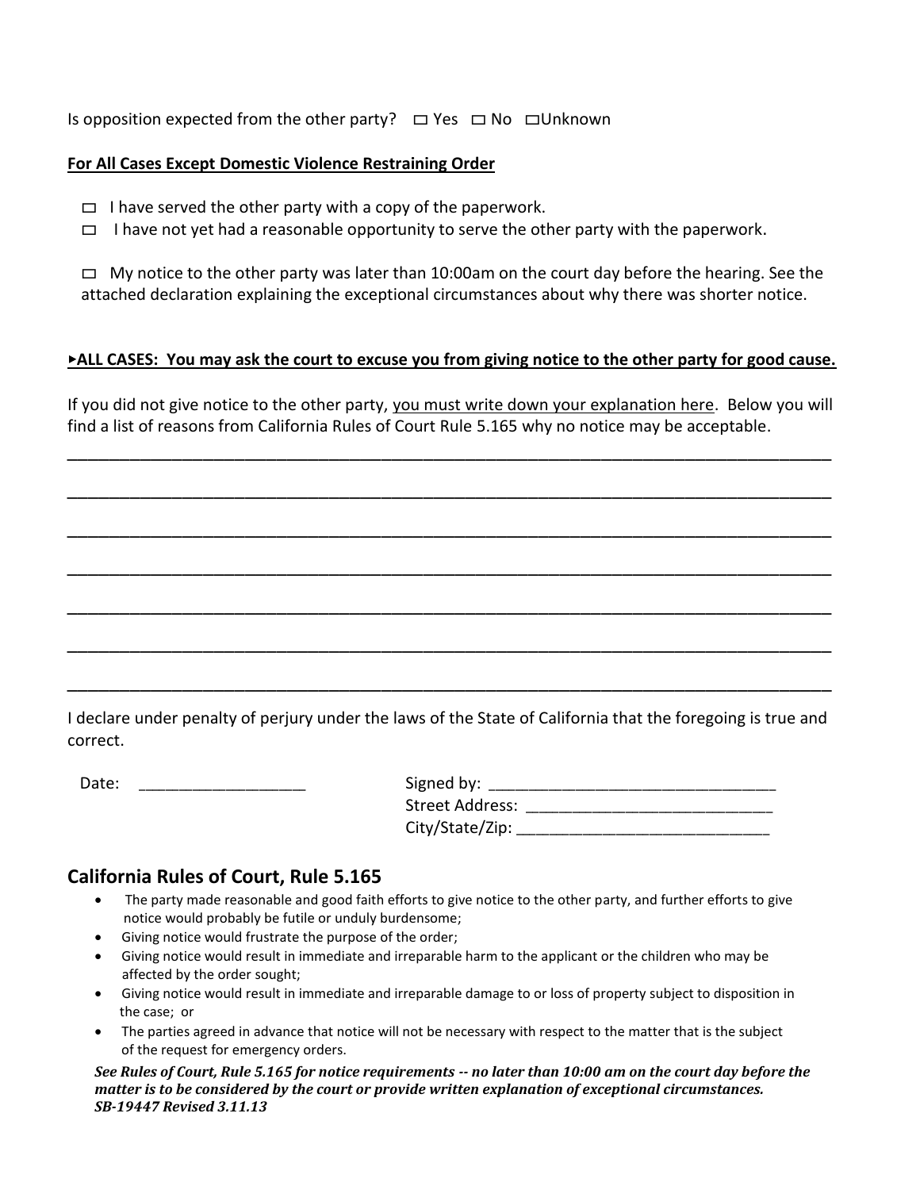Is opposition expected from the other party? ☐ Yes ☐ No ☐Unknown

**For All Cases Except Domestic Violence Restraining Order**

☐ I have served the other party with a copy of the paperwork.

☐ I have not yet had a reasonable opportunity to serve the other party with the paperwork.

☐ My notice to the other party was later than 10:00am on the court day before the hearing. See the attached declaration explaining the exceptional circumstances about why there was shorter notice.

**▸ALL CASES: You may ask the court to excuse you from giving notice to the other party for good cause.**

If you did not give notice to the other party, you must write down your explanation here. Below you will find a list of reasons from California Rules of Court Rule 5.165 why no notice may be acceptable.

_______________________________________________________________________________

_______________________________________________________________________________

_______________________________________________________________________________

_______________________________________________________________________________

_______________________________________________________________________________

_______________________________________________________________________________

_______________________________________________________________________________

I declare under penalty of perjury under the laws of the State of California that the foregoing is true and correct.

Date: __________________

Signed by: _______________________________

Street Address: ___________________________

City/State/Zip: ___________________________

## California Rules of Court, Rule 5.165

- The party made reasonable and good faith efforts to give notice to the other party, and further efforts to give notice would probably be futile or unduly burdensome;
- Giving notice would frustrate the purpose of the order;
- Giving notice would result in immediate and irreparable harm to the applicant or the children who may be affected by the order sought;
- Giving notice would result in immediate and irreparable damage to or loss of property subject to disposition in the case; or
- The parties agreed in advance that notice will not be necessary with respect to the matter that is the subject of the request for emergency orders.

***See Rules of Court, Rule 5.165 for notice requirements -- no later than 10:00 am on the court day before the matter is to be considered by the court or provide written explanation of exceptional circumstances.***
***SB-19447 Revised 3.11.13***